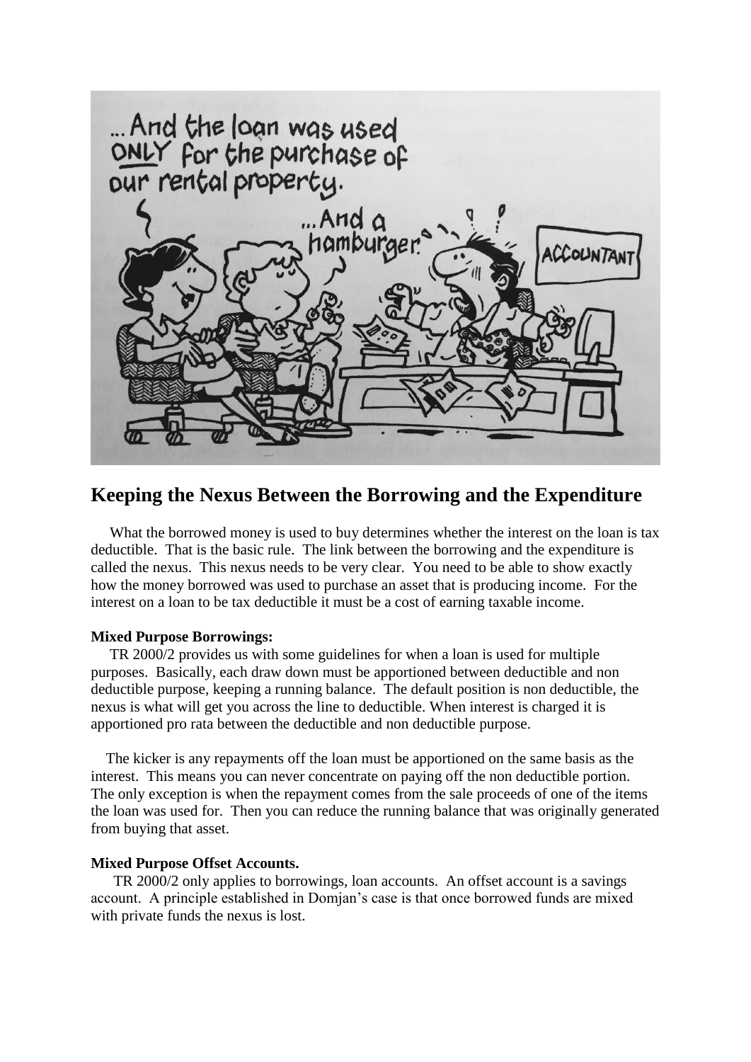## Keeping the Nexus Between the Borrowing and the Expenditure

What the borrowed money is used to buy determines whether the interest on the loan is tax deductible. That is the basic rule. The link between the borrowing and the expenditure is called the nexus. This nexus needs to be very clear. You need to be able to show exactly how the money borrowed was used to purchase an asset that is producing income. For the interest on a loan to be tax deductible it must be a cost of earning taxable income.

**Mixed Purpose Borrowings:**

TR 2000/2 provides us with some guidelines for when a loan is used for multiple purposes. Basically, each draw down must be apportioned between deductible and non deductible purpose, keeping a running balance. The default position is non deductible, the nexus is what will get you across the line to deductible. When interest is charged it is apportioned pro rata between the deductible and non deductible purpose.

The kicker is any repayments off the loan must be apportioned on the same basis as the interest. This means you can never concentrate on paying off the non deductible portion. The only exception is when the repayment comes from the sale proceeds of one of the items the loan was used for. Then you can reduce the running balance that was originally generated from buying that asset.

**Mixed Purpose Offset Accounts.**

TR 2000/2 only applies to borrowings, loan accounts. An offset account is a savings account. A principle established in Domjan's case is that once borrowed funds are mixed with private funds the nexus is lost.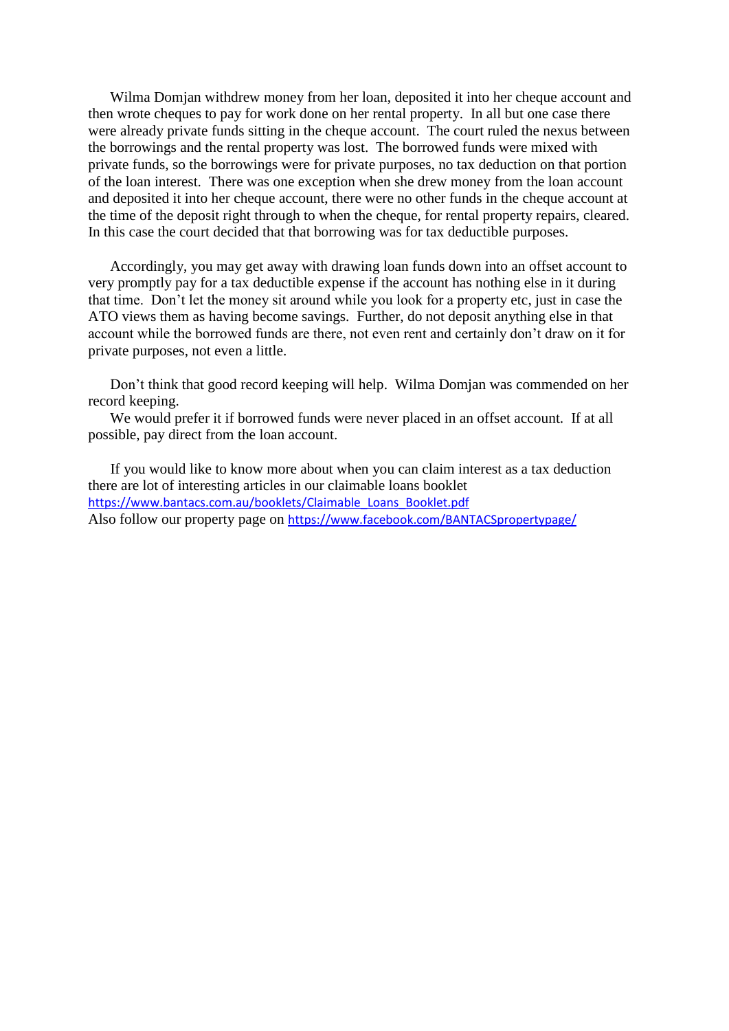Wilma Domjan withdrew money from her loan, deposited it into her cheque account and then wrote cheques to pay for work done on her rental property. In all but one case there were already private funds sitting in the cheque account. The court ruled the nexus between the borrowings and the rental property was lost. The borrowed funds were mixed with private funds, so the borrowings were for private purposes, no tax deduction on that portion of the loan interest. There was one exception when she drew money from the loan account and deposited it into her cheque account, there were no other funds in the cheque account at the time of the deposit right through to when the cheque, for rental property repairs, cleared. In this case the court decided that that borrowing was for tax deductible purposes.

Accordingly, you may get away with drawing loan funds down into an offset account to very promptly pay for a tax deductible expense if the account has nothing else in it during that time. Don't let the money sit around while you look for a property etc, just in case the ATO views them as having become savings. Further, do not deposit anything else in that account while the borrowed funds are there, not even rent and certainly don't draw on it for private purposes, not even a little.

Don't think that good record keeping will help. Wilma Domjan was commended on her record keeping.

We would prefer it if borrowed funds were never placed in an offset account. If at all possible, pay direct from the loan account.

If you would like to know more about when you can claim interest as a tax deduction there are lot of interesting articles in our claimable loans booklet
https://www.bantacs.com.au/booklets/Claimable_Loans_Booklet.pdf
Also follow our property page on https://www.facebook.com/BANTACSpropertypage/